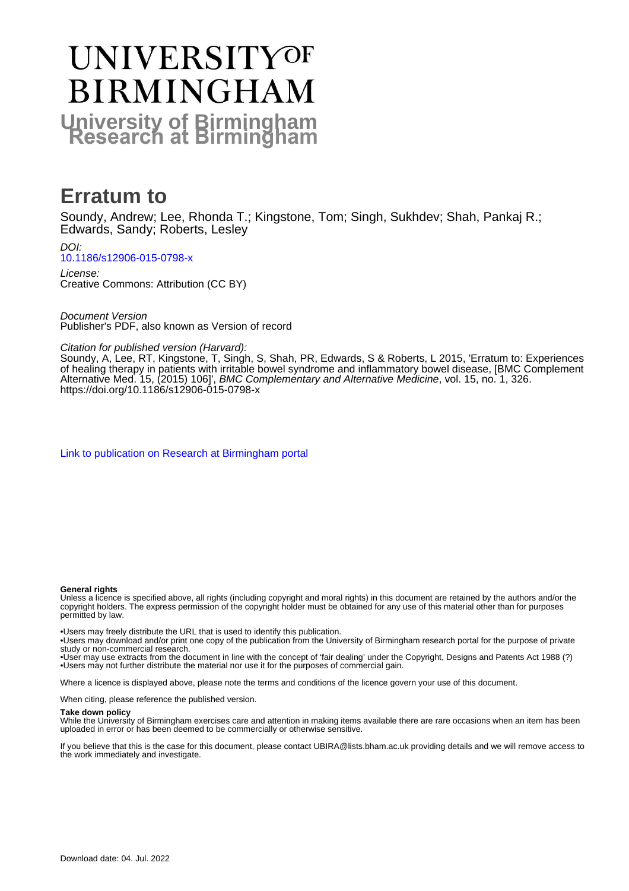# UNIVERSITY OF BIRMINGHAM

**University of Birmingham Research at Birmingham**

# Erratum to

Soundy, Andrew; Lee, Rhonda T.; Kingstone, Tom; Singh, Sukhdev; Shah, Pankaj R.; Edwards, Sandy; Roberts, Lesley

*DOI:*
[10.1186/s12906-015-0798-x](https://doi.org/10.1186/s12906-015-0798-x)

*License:*
Creative Commons: Attribution (CC BY)

*Document Version*
Publisher's PDF, also known as Version of record

*Citation for published version (Harvard):*
Soundy, A, Lee, RT, Kingstone, T, Singh, S, Shah, PR, Edwards, S & Roberts, L 2015, 'Erratum to: Experiences of healing therapy in patients with irritable bowel syndrome and inflammatory bowel disease, [BMC Complement Alternative Med. 15, (2015) 106]', *BMC Complementary and Alternative Medicine*, vol. 15, no. 1, 326. https://doi.org/10.1186/s12906-015-0798-x

[Link to publication on Research at Birmingham portal]

**General rights**
Unless a licence is specified above, all rights (including copyright and moral rights) in this document are retained by the authors and/or the copyright holders. The express permission of the copyright holder must be obtained for any use of this material other than for purposes permitted by law.

•Users may freely distribute the URL that is used to identify this publication.
•Users may download and/or print one copy of the publication from the University of Birmingham research portal for the purpose of private study or non-commercial research.
•User may use extracts from the document in line with the concept of 'fair dealing' under the Copyright, Designs and Patents Act 1988 (?)
•Users may not further distribute the material nor use it for the purposes of commercial gain.

Where a licence is displayed above, please note the terms and conditions of the licence govern your use of this document.

When citing, please reference the published version.

**Take down policy**
While the University of Birmingham exercises care and attention in making items available there are rare occasions when an item has been uploaded in error or has been deemed to be commercially or otherwise sensitive.

If you believe that this is the case for this document, please contact UBIRA@lists.bham.ac.uk providing details and we will remove access to the work immediately and investigate.

Download date: 04. Jul. 2022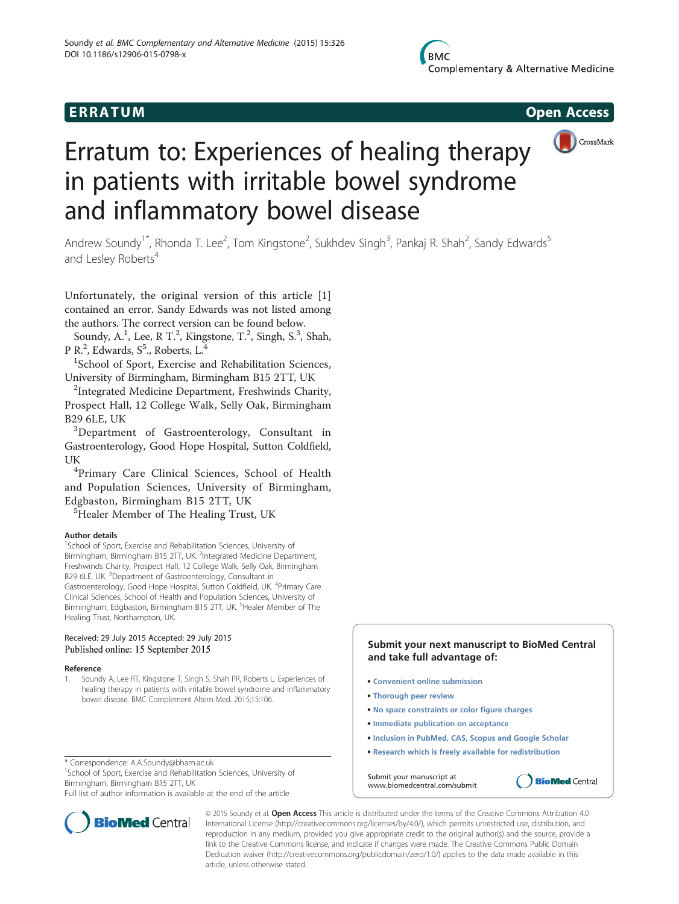# ERRATUM

# Erratum to: Experiences of healing therapy in patients with irritable bowel syndrome and inflammatory bowel disease

Andrew Soundy[1*], Rhonda T. Lee[2], Tom Kingstone[2], Sukhdev Singh[3], Pankaj R. Shah[2], Sandy Edwards[5] and Lesley Roberts[4]

Unfortunately, the original version of this article [1] contained an error. Sandy Edwards was not listed among the authors. The correct version can be found below.

Soundy, A.[1], Lee, R T.[2], Kingstone, T.[2], Singh, S.[3], Shah, P R.[2], Edwards, S[5]., Roberts, L.[4]

[1]School of Sport, Exercise and Rehabilitation Sciences, University of Birmingham, Birmingham B15 2TT, UK

[2]Integrated Medicine Department, Freshwinds Charity, Prospect Hall, 12 College Walk, Selly Oak, Birmingham B29 6LE, UK

[3]Department of Gastroenterology, Consultant in Gastroenterology, Good Hope Hospital, Sutton Coldfield, UK

[4]Primary Care Clinical Sciences, School of Health and Population Sciences, University of Birmingham, Edgbaston, Birmingham B15 2TT, UK

[5]Healer Member of The Healing Trust, UK

### Author details

[1]School of Sport, Exercise and Rehabilitation Sciences, University of Birmingham, Birmingham B15 2TT, UK. [2]Integrated Medicine Department, Freshwinds Charity, Prospect Hall, 12 College Walk, Selly Oak, Birmingham B29 6LE, UK. [3]Department of Gastroenterology, Consultant in Gastroenterology, Good Hope Hospital, Sutton Coldfield, UK. [4]Primary Care Clinical Sciences, School of Health and Population Sciences, University of Birmingham, Edgbaston, Birmingham B15 2TT, UK. [5]Healer Member of The Healing Trust, Northampton, UK.

Received: 29 July 2015 Accepted: 29 July 2015
Published online: 15 September 2015

### Reference

1. Soundy A, Lee RT, Kingstone T, Singh S, Shah PR, Roberts L. Experiences of healing therapy in patients with irritable bowel syndrome and inflammatory bowel disease. BMC Complement Altern Med. 2015;15:106.

\* Correspondence: A.A.Soundy@bham.ac.uk
[1]School of Sport, Exercise and Rehabilitation Sciences, University of Birmingham, Birmingham B15 2TT, UK
Full list of author information is available at the end of the article

© 2015 Soundy et al. **Open Access** This article is distributed under the terms of the Creative Commons Attribution 4.0 International License (http://creativecommons.org/licenses/by/4.0/), which permits unrestricted use, distribution, and reproduction in any medium, provided you give appropriate credit to the original author(s) and the source, provide a link to the Creative Commons license, and indicate if changes were made. The Creative Commons Public Domain Dedication waiver (http://creativecommons.org/publicdomain/zero/1.0/) applies to the data made available in this article, unless otherwise stated.

**Submit your next manuscript to BioMed Central and take full advantage of:**

- Convenient online submission
- Thorough peer review
- No space constraints or color figure charges
- Immediate publication on acceptance
- Inclusion in PubMed, CAS, Scopus and Google Scholar
- Research which is freely available for redistribution

Submit your manuscript at www.biomedcentral.com/submit